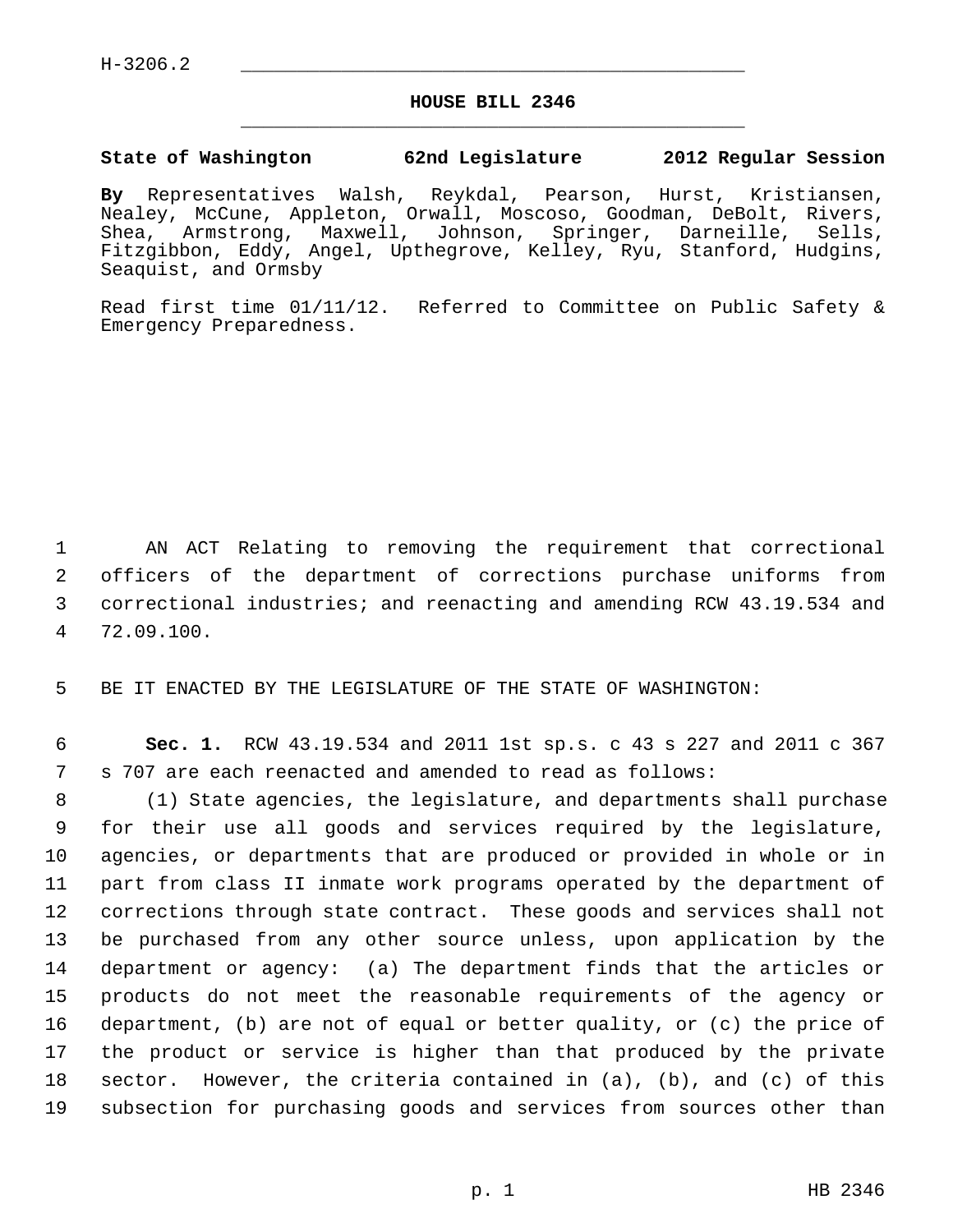H-3206.2

# HOUSE BILL 2346

**State of Washington 62nd Legislature 2012 Regular Session**

**By** Representatives Walsh, Reykdal, Pearson, Hurst, Kristiansen, Nealey, McCune, Appleton, Orwall, Moscoso, Goodman, DeBolt, Rivers, Shea, Armstrong, Maxwell, Johnson, Springer, Darneille, Sells, Fitzgibbon, Eddy, Angel, Upthegrove, Kelley, Ryu, Stanford, Hudgins, Seaquist, and Ormsby

Read first time 01/11/12. Referred to Committee on Public Safety & Emergency Preparedness.

AN ACT Relating to removing the requirement that correctional officers of the department of corrections purchase uniforms from correctional industries; and reenacting and amending RCW 43.19.534 and 72.09.100.

BE IT ENACTED BY THE LEGISLATURE OF THE STATE OF WASHINGTON:

**Sec. 1.** RCW 43.19.534 and 2011 1st sp.s. c 43 s 227 and 2011 c 367 s 707 are each reenacted and amended to read as follows:

(1) State agencies, the legislature, and departments shall purchase for their use all goods and services required by the legislature, agencies, or departments that are produced or provided in whole or in part from class II inmate work programs operated by the department of corrections through state contract. These goods and services shall not be purchased from any other source unless, upon application by the department or agency: (a) The department finds that the articles or products do not meet the reasonable requirements of the agency or department, (b) are not of equal or better quality, or (c) the price of the product or service is higher than that produced by the private sector. However, the criteria contained in (a), (b), and (c) of this subsection for purchasing goods and services from sources other than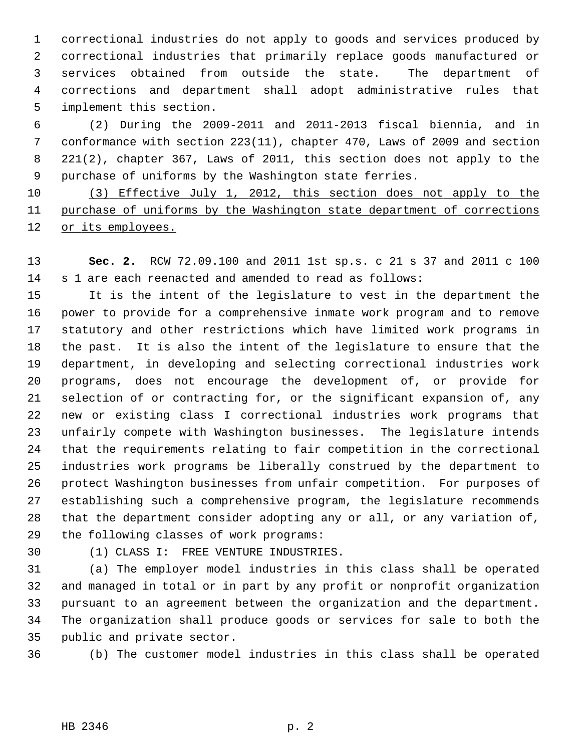correctional industries do not apply to goods and services produced by correctional industries that primarily replace goods manufactured or services obtained from outside the state. The department of corrections and department shall adopt administrative rules that implement this section.

(2) During the 2009-2011 and 2011-2013 fiscal biennia, and in conformance with section 223(11), chapter 470, Laws of 2009 and section 221(2), chapter 367, Laws of 2011, this section does not apply to the purchase of uniforms by the Washington state ferries.

<u>(3) Effective July 1, 2012, this section does not apply to the purchase of uniforms by the Washington state department of corrections or its employees.</u>

**Sec. 2.** RCW 72.09.100 and 2011 1st sp.s. c 21 s 37 and 2011 c 100 s 1 are each reenacted and amended to read as follows:

It is the intent of the legislature to vest in the department the power to provide for a comprehensive inmate work program and to remove statutory and other restrictions which have limited work programs in the past. It is also the intent of the legislature to ensure that the department, in developing and selecting correctional industries work programs, does not encourage the development of, or provide for selection of or contracting for, or the significant expansion of, any new or existing class I correctional industries work programs that unfairly compete with Washington businesses. The legislature intends that the requirements relating to fair competition in the correctional industries work programs be liberally construed by the department to protect Washington businesses from unfair competition. For purposes of establishing such a comprehensive program, the legislature recommends that the department consider adopting any or all, or any variation of, the following classes of work programs:

(1) CLASS I: FREE VENTURE INDUSTRIES.

(a) The employer model industries in this class shall be operated and managed in total or in part by any profit or nonprofit organization pursuant to an agreement between the organization and the department. The organization shall produce goods or services for sale to both the public and private sector.

(b) The customer model industries in this class shall be operated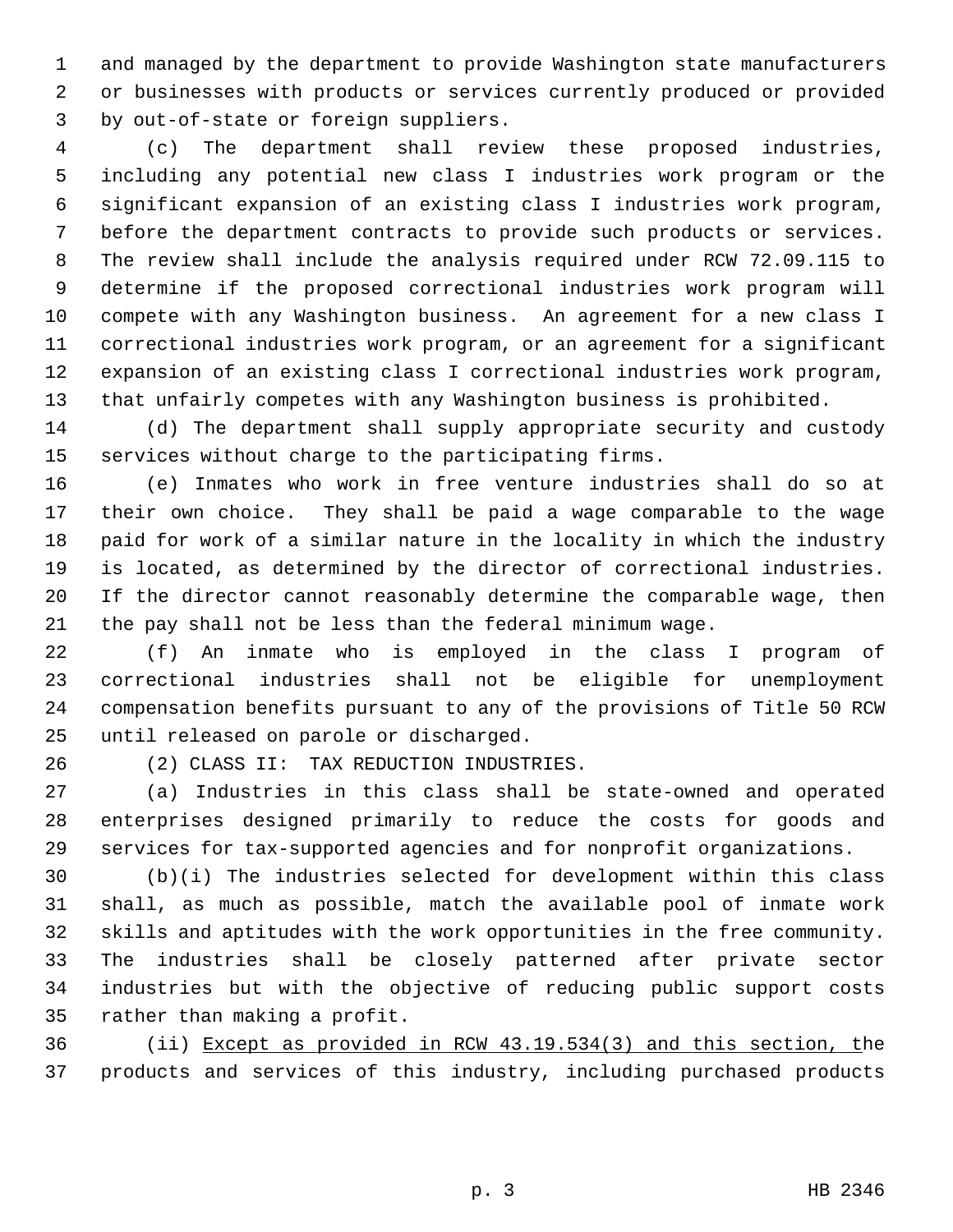and managed by the department to provide Washington state manufacturers or businesses with products or services currently produced or provided by out-of-state or foreign suppliers.

(c) The department shall review these proposed industries, including any potential new class I industries work program or the significant expansion of an existing class I industries work program, before the department contracts to provide such products or services. The review shall include the analysis required under RCW 72.09.115 to determine if the proposed correctional industries work program will compete with any Washington business. An agreement for a new class I correctional industries work program, or an agreement for a significant expansion of an existing class I correctional industries work program, that unfairly competes with any Washington business is prohibited.

(d) The department shall supply appropriate security and custody services without charge to the participating firms.

(e) Inmates who work in free venture industries shall do so at their own choice. They shall be paid a wage comparable to the wage paid for work of a similar nature in the locality in which the industry is located, as determined by the director of correctional industries. If the director cannot reasonably determine the comparable wage, then the pay shall not be less than the federal minimum wage.

(f) An inmate who is employed in the class I program of correctional industries shall not be eligible for unemployment compensation benefits pursuant to any of the provisions of Title 50 RCW until released on parole or discharged.

(2) CLASS II: TAX REDUCTION INDUSTRIES.

(a) Industries in this class shall be state-owned and operated enterprises designed primarily to reduce the costs for goods and services for tax-supported agencies and for nonprofit organizations.

(b)(i) The industries selected for development within this class shall, as much as possible, match the available pool of inmate work skills and aptitudes with the work opportunities in the free community. The industries shall be closely patterned after private sector industries but with the objective of reducing public support costs rather than making a profit.

(ii) <u>Except as provided in RCW 43.19.534(3) and this section, t</u>he products and services of this industry, including purchased products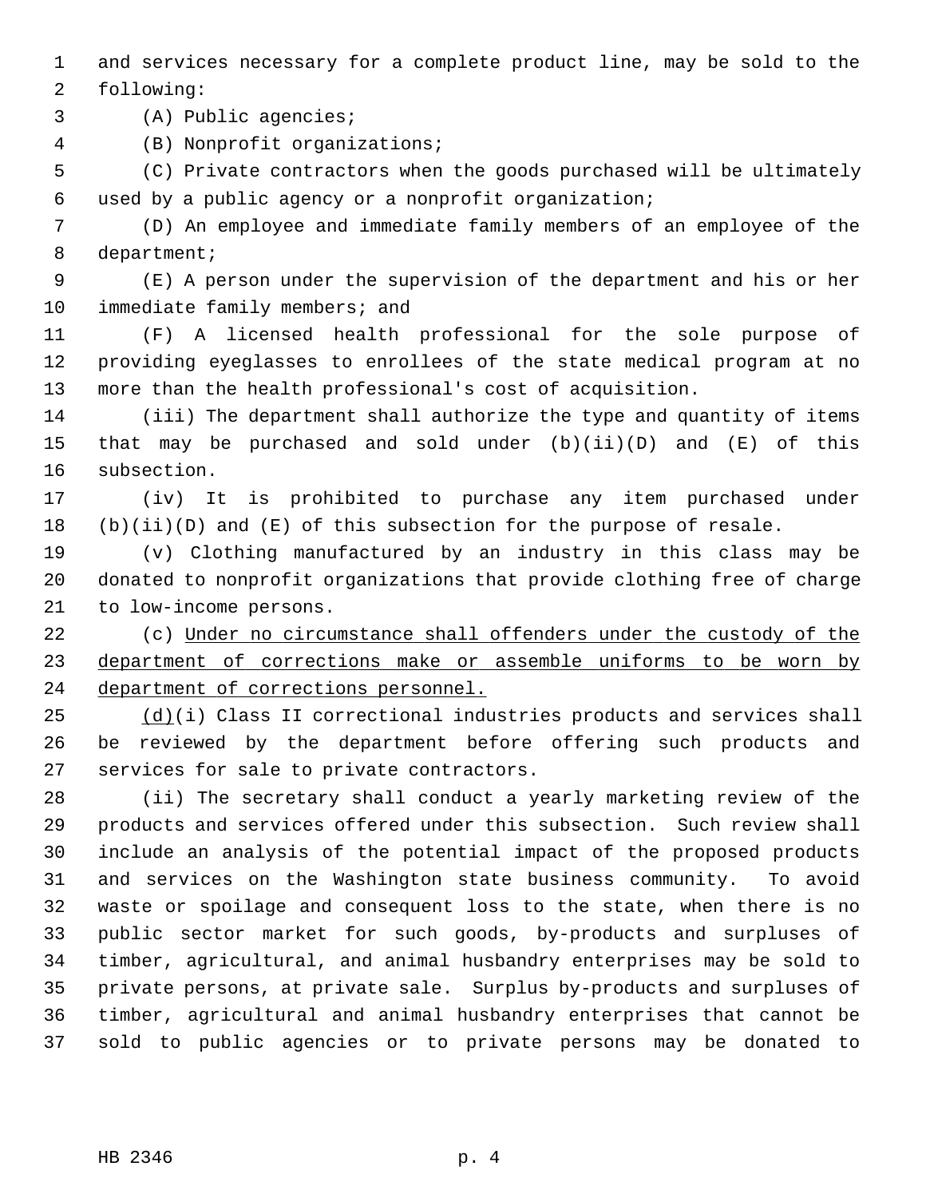and services necessary for a complete product line, may be sold to the following:

(A) Public agencies;

(B) Nonprofit organizations;

(C) Private contractors when the goods purchased will be ultimately used by a public agency or a nonprofit organization;

(D) An employee and immediate family members of an employee of the department;

(E) A person under the supervision of the department and his or her immediate family members; and

(F) A licensed health professional for the sole purpose of providing eyeglasses to enrollees of the state medical program at no more than the health professional's cost of acquisition.

(iii) The department shall authorize the type and quantity of items that may be purchased and sold under (b)(ii)(D) and (E) of this subsection.

(iv) It is prohibited to purchase any item purchased under (b)(ii)(D) and (E) of this subsection for the purpose of resale.

(v) Clothing manufactured by an industry in this class may be donated to nonprofit organizations that provide clothing free of charge to low-income persons.

(c) <u>Under no circumstance shall offenders under the custody of the department of corrections make or assemble uniforms to be worn by department of corrections personnel.</u>

<u>(d)</u>(i) Class II correctional industries products and services shall be reviewed by the department before offering such products and services for sale to private contractors.

(ii) The secretary shall conduct a yearly marketing review of the products and services offered under this subsection. Such review shall include an analysis of the potential impact of the proposed products and services on the Washington state business community. To avoid waste or spoilage and consequent loss to the state, when there is no public sector market for such goods, by-products and surpluses of timber, agricultural, and animal husbandry enterprises may be sold to private persons, at private sale. Surplus by-products and surpluses of timber, agricultural and animal husbandry enterprises that cannot be sold to public agencies or to private persons may be donated to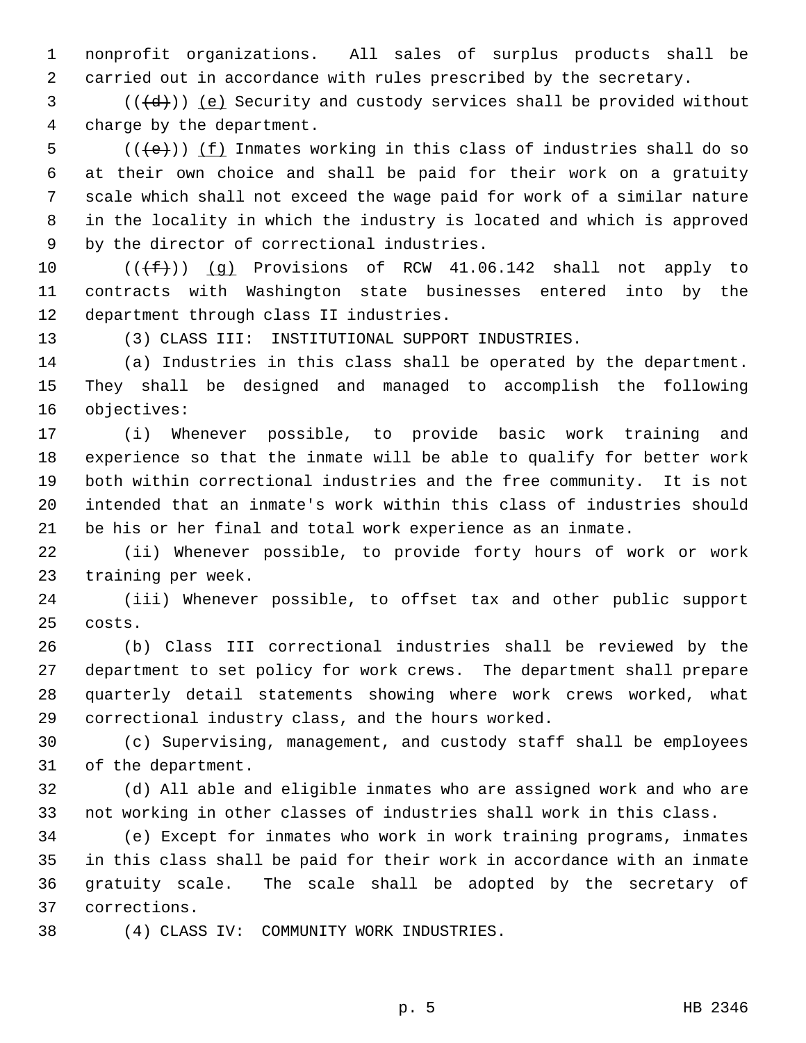nonprofit organizations. All sales of surplus products shall be carried out in accordance with rules prescribed by the secretary.

(((d))) (e) Security and custody services shall be provided without charge by the department.

(((e))) (f) Inmates working in this class of industries shall do so at their own choice and shall be paid for their work on a gratuity scale which shall not exceed the wage paid for work of a similar nature in the locality in which the industry is located and which is approved by the director of correctional industries.

(((f))) (g) Provisions of RCW 41.06.142 shall not apply to contracts with Washington state businesses entered into by the department through class II industries.

(3) CLASS III: INSTITUTIONAL SUPPORT INDUSTRIES.

(a) Industries in this class shall be operated by the department. They shall be designed and managed to accomplish the following objectives:

(i) Whenever possible, to provide basic work training and experience so that the inmate will be able to qualify for better work both within correctional industries and the free community. It is not intended that an inmate's work within this class of industries should be his or her final and total work experience as an inmate.

(ii) Whenever possible, to provide forty hours of work or work training per week.

(iii) Whenever possible, to offset tax and other public support costs.

(b) Class III correctional industries shall be reviewed by the department to set policy for work crews. The department shall prepare quarterly detail statements showing where work crews worked, what correctional industry class, and the hours worked.

(c) Supervising, management, and custody staff shall be employees of the department.

(d) All able and eligible inmates who are assigned work and who are not working in other classes of industries shall work in this class.

(e) Except for inmates who work in work training programs, inmates in this class shall be paid for their work in accordance with an inmate gratuity scale. The scale shall be adopted by the secretary of corrections.

(4) CLASS IV: COMMUNITY WORK INDUSTRIES.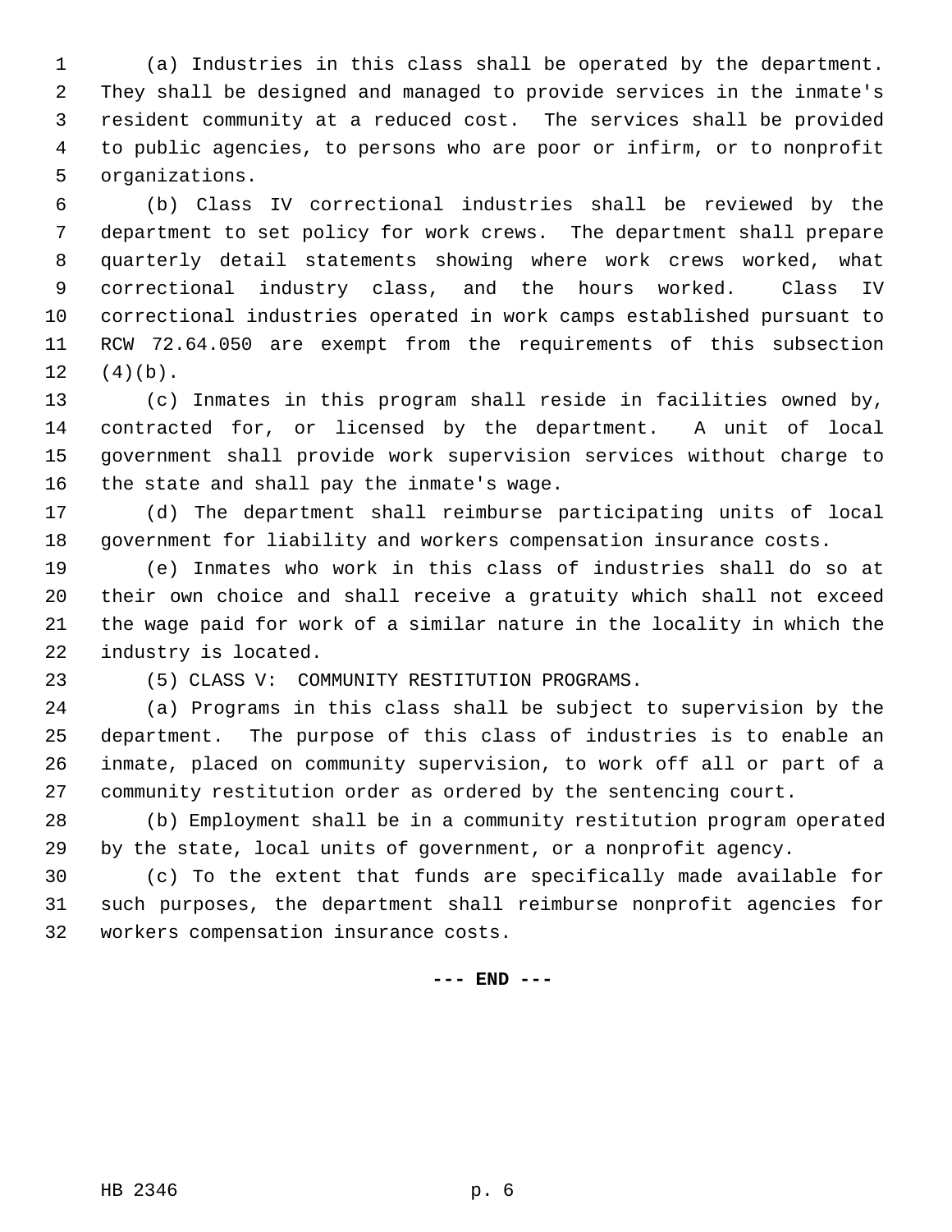(a) Industries in this class shall be operated by the department. They shall be designed and managed to provide services in the inmate's resident community at a reduced cost. The services shall be provided to public agencies, to persons who are poor or infirm, or to nonprofit organizations.

(b) Class IV correctional industries shall be reviewed by the department to set policy for work crews. The department shall prepare quarterly detail statements showing where work crews worked, what correctional industry class, and the hours worked. Class IV correctional industries operated in work camps established pursuant to RCW 72.64.050 are exempt from the requirements of this subsection (4)(b).

(c) Inmates in this program shall reside in facilities owned by, contracted for, or licensed by the department. A unit of local government shall provide work supervision services without charge to the state and shall pay the inmate's wage.

(d) The department shall reimburse participating units of local government for liability and workers compensation insurance costs.

(e) Inmates who work in this class of industries shall do so at their own choice and shall receive a gratuity which shall not exceed the wage paid for work of a similar nature in the locality in which the industry is located.

(5) CLASS V: COMMUNITY RESTITUTION PROGRAMS.

(a) Programs in this class shall be subject to supervision by the department. The purpose of this class of industries is to enable an inmate, placed on community supervision, to work off all or part of a community restitution order as ordered by the sentencing court.

(b) Employment shall be in a community restitution program operated by the state, local units of government, or a nonprofit agency.

(c) To the extent that funds are specifically made available for such purposes, the department shall reimburse nonprofit agencies for workers compensation insurance costs.

**--- END ---**